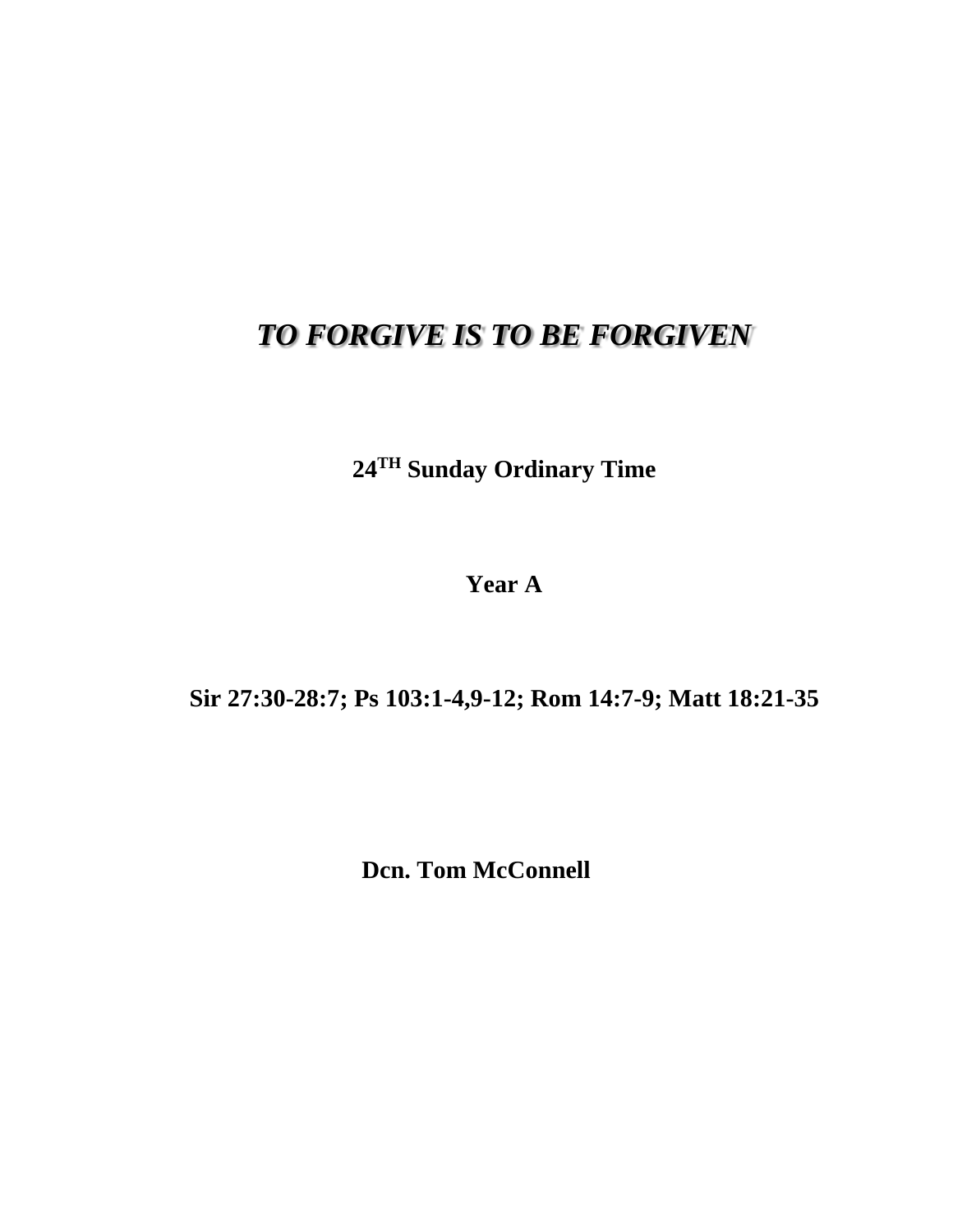# *TO FORGIVE IS TO BE FORGIVEN*

**24$^{TH}$ Sunday Ordinary Time**

**Year A**

**Sir 27:30-28:7; Ps 103:1-4,9-12; Rom 14:7-9; Matt 18:21-35**

**Dcn. Tom McConnell**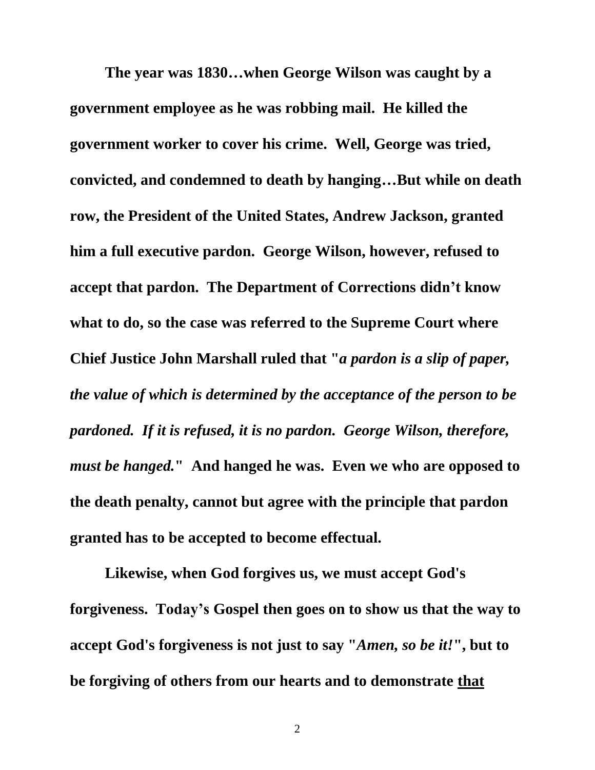**The year was 1830…when George Wilson was caught by a government employee as he was robbing mail. He killed the government worker to cover his crime. Well, George was tried, convicted, and condemned to death by hanging…But while on death row, the President of the United States, Andrew Jackson, granted him a full executive pardon. George Wilson, however, refused to accept that pardon. The Department of Corrections didn't know what to do, so the case was referred to the Supreme Court where Chief Justice John Marshall ruled that "*a pardon is a slip of paper, the value of which is determined by the acceptance of the person to be pardoned. If it is refused, it is no pardon. George Wilson, therefore, must be hanged.*" And hanged he was. Even we who are opposed to the death penalty, cannot but agree with the principle that pardon granted has to be accepted to become effectual.**

**Likewise, when God forgives us, we must accept God's forgiveness. Today's Gospel then goes on to show us that the way to accept God's forgiveness is not just to say "*Amen, so be it!*", but to be forgiving of others from our hearts and to demonstrate <u>that</u>**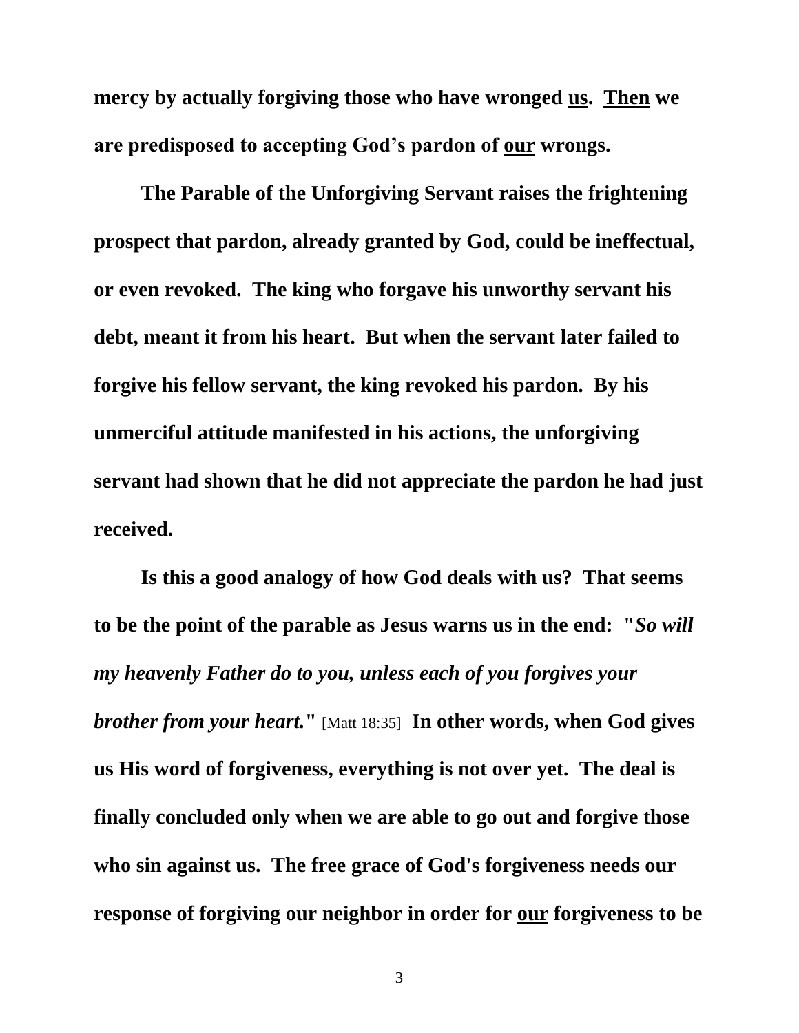**mercy by actually forgiving those who have wronged <u>us</u>. <u>Then</u> we are predisposed to accepting God's pardon of <u>our</u> wrongs.**

**The Parable of the Unforgiving Servant raises the frightening prospect that pardon, already granted by God, could be ineffectual, or even revoked. The king who forgave his unworthy servant his debt, meant it from his heart. But when the servant later failed to forgive his fellow servant, the king revoked his pardon. By his unmerciful attitude manifested in his actions, the unforgiving servant had shown that he did not appreciate the pardon he had just received.**

**Is this a good analogy of how God deals with us? That seems to be the point of the parable as Jesus warns us in the end: "*So will my heavenly Father do to you, unless each of you forgives your brother from your heart.*"** [Matt 18:35] **In other words, when God gives us His word of forgiveness, everything is not over yet. The deal is finally concluded only when we are able to go out and forgive those who sin against us. The free grace of God's forgiveness needs our response of forgiving our neighbor in order for <u>our</u> forgiveness to be**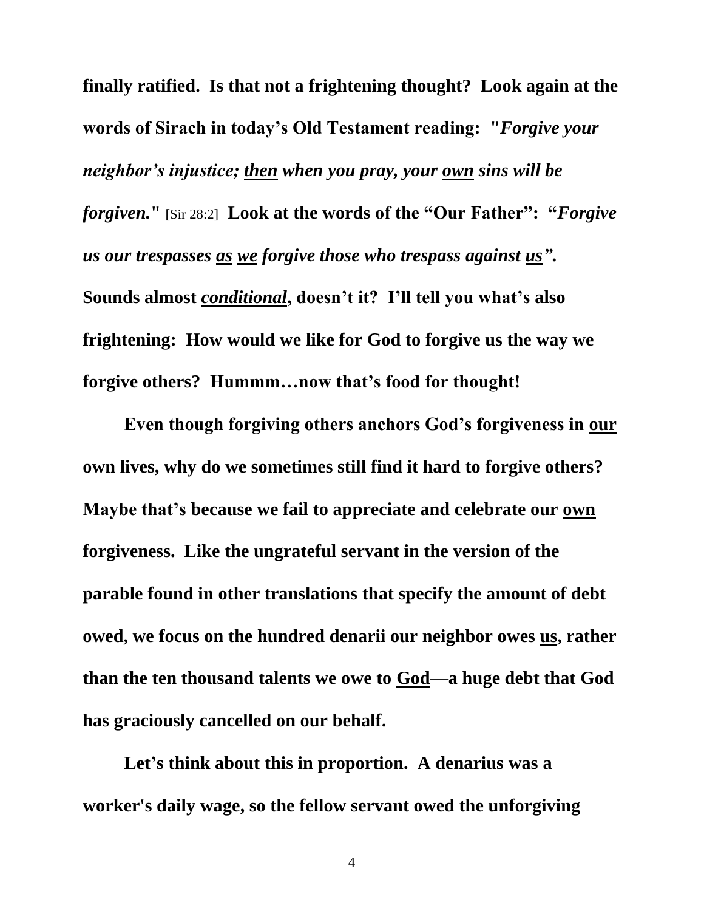**finally ratified. Is that not a frightening thought? Look again at the words of Sirach in today's Old Testament reading: "*Forgive your neighbor's injustice; <u>then</u> when you pray, your <u>own</u> sins will be forgiven.*"** [Sir 28:2] **Look at the words of the "Our Father": "*Forgive us our trespasses <u>as</u> <u>we</u> forgive those who trespass against <u>us</u>".* Sounds almost *<u>conditional</u>*, doesn't it? I'll tell you what's also frightening: How would we like for God to forgive us the way we forgive others? Hummm…now that's food for thought!**

**Even though forgiving others anchors God's forgiveness in <u>our</u> own lives, why do we sometimes still find it hard to forgive others? Maybe that's because we fail to appreciate and celebrate our <u>own</u> forgiveness. Like the ungrateful servant in the version of the parable found in other translations that specify the amount of debt owed, we focus on the hundred denarii our neighbor owes <u>us</u>, rather than the ten thousand talents we owe to <u>God</u>—a huge debt that God has graciously cancelled on our behalf.**

**Let's think about this in proportion. A denarius was a worker's daily wage, so the fellow servant owed the unforgiving**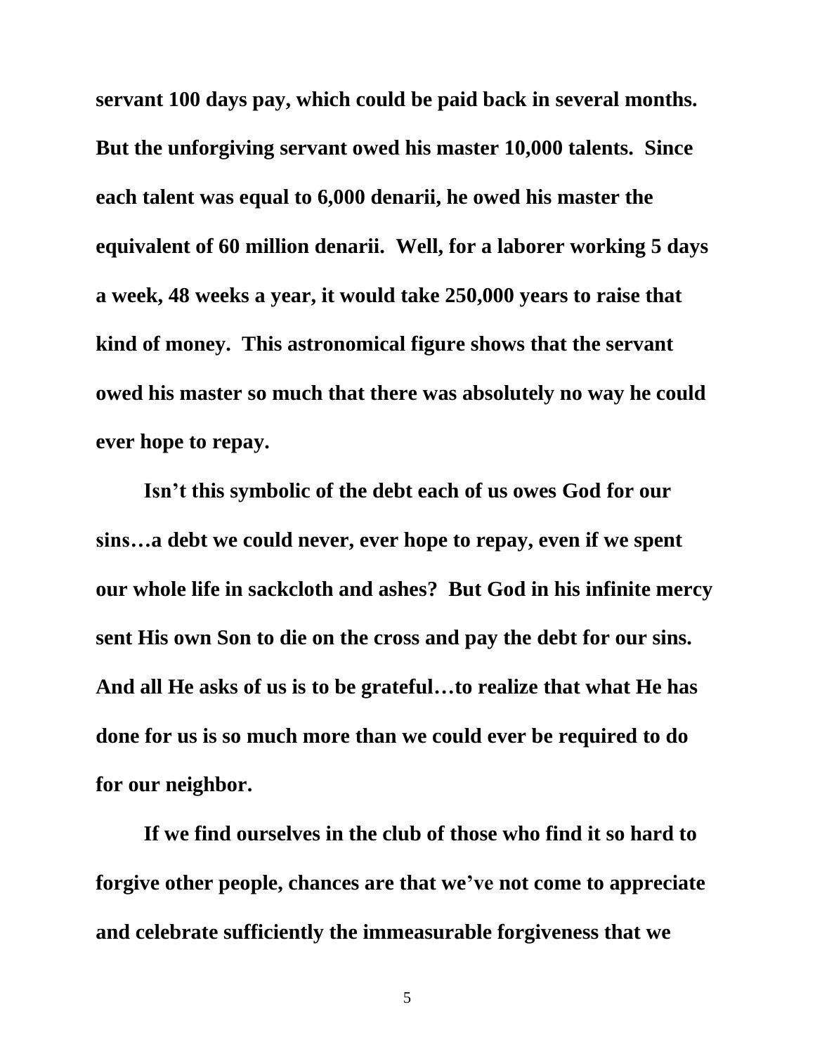**servant 100 days pay, which could be paid back in several months. But the unforgiving servant owed his master 10,000 talents. Since each talent was equal to 6,000 denarii, he owed his master the equivalent of 60 million denarii. Well, for a laborer working 5 days a week, 48 weeks a year, it would take 250,000 years to raise that kind of money. This astronomical figure shows that the servant owed his master so much that there was absolutely no way he could ever hope to repay.**

**Isn't this symbolic of the debt each of us owes God for our sins…a debt we could never, ever hope to repay, even if we spent our whole life in sackcloth and ashes? But God in his infinite mercy sent His own Son to die on the cross and pay the debt for our sins. And all He asks of us is to be grateful…to realize that what He has done for us is so much more than we could ever be required to do for our neighbor.**

**If we find ourselves in the club of those who find it so hard to forgive other people, chances are that we've not come to appreciate and celebrate sufficiently the immeasurable forgiveness that we**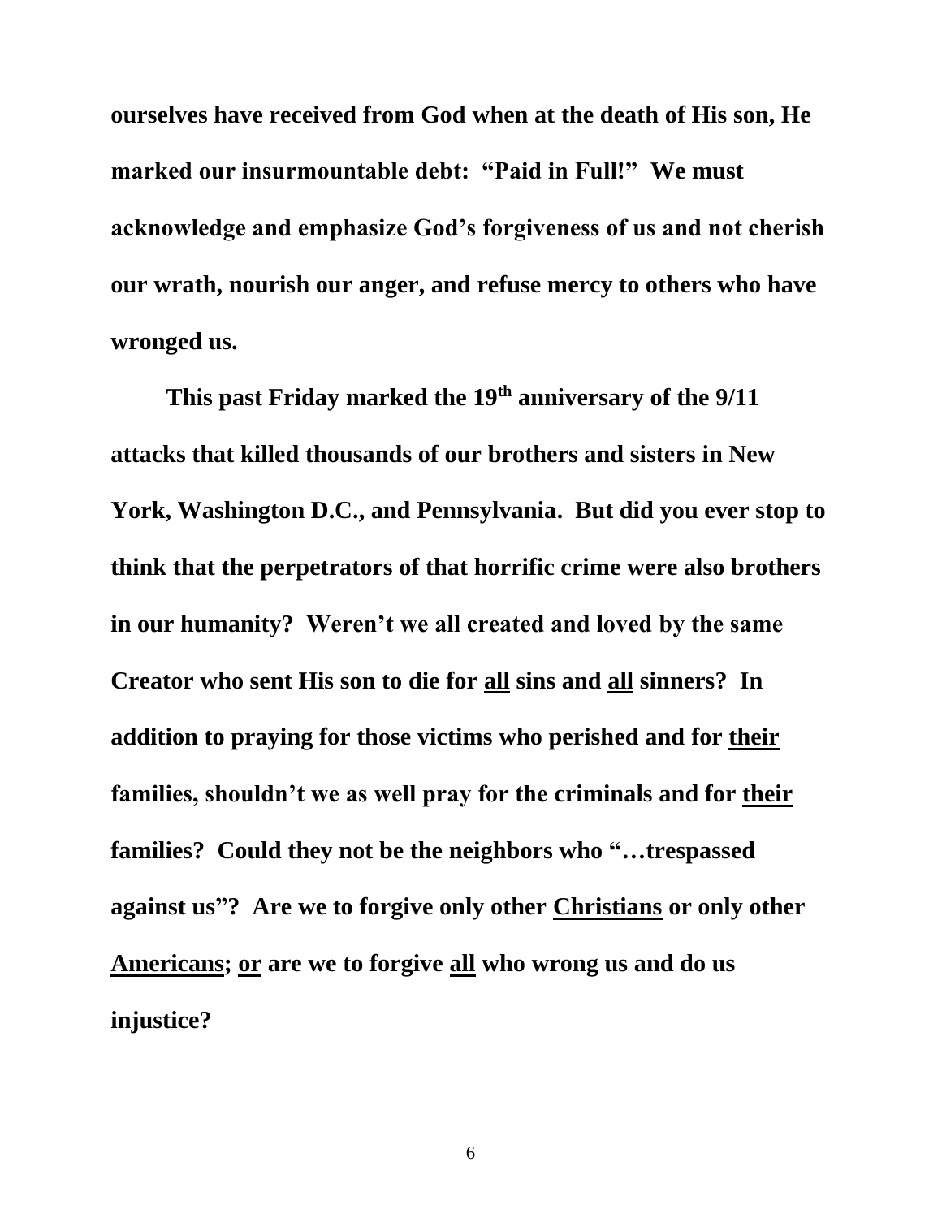**ourselves have received from God when at the death of His son, He marked our insurmountable debt: "Paid in Full!" We must acknowledge and emphasize God's forgiveness of us and not cherish our wrath, nourish our anger, and refuse mercy to others who have wronged us.**

**This past Friday marked the 19th anniversary of the 9/11 attacks that killed thousands of our brothers and sisters in New York, Washington D.C., and Pennsylvania. But did you ever stop to think that the perpetrators of that horrific crime were also brothers in our humanity? Weren't we all created and loved by the same Creator who sent His son to die for <u>all</u> sins and <u>all</u> sinners? In addition to praying for those victims who perished and for <u>their</u> families, shouldn't we as well pray for the criminals and for <u>their</u> families? Could they not be the neighbors who "…trespassed against us"? Are we to forgive only other <u>Christians</u> or only other <u>Americans</u>; <u>or</u> are we to forgive <u>all</u> who wrong us and do us injustice?**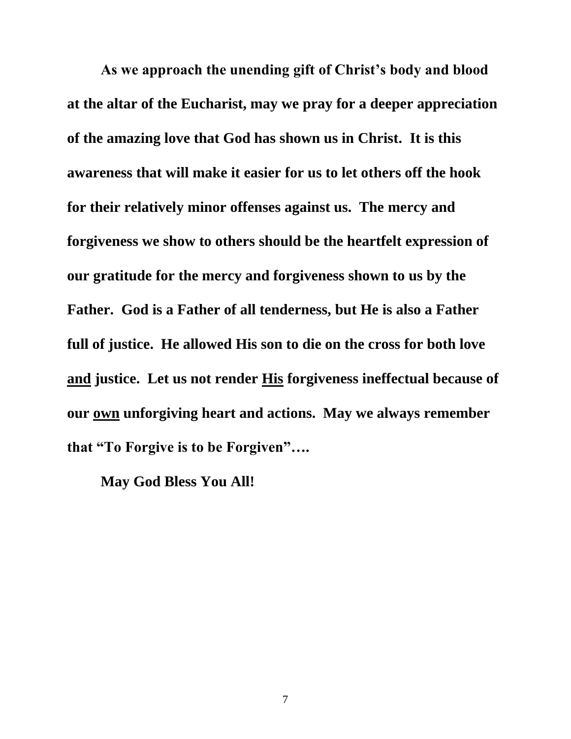**As we approach the unending gift of Christ's body and blood at the altar of the Eucharist, may we pray for a deeper appreciation of the amazing love that God has shown us in Christ. It is this awareness that will make it easier for us to let others off the hook for their relatively minor offenses against us. The mercy and forgiveness we show to others should be the heartfelt expression of our gratitude for the mercy and forgiveness shown to us by the Father. God is a Father of all tenderness, but He is also a Father full of justice. He allowed His son to die on the cross for both love <u>and</u> justice. Let us not render <u>His</u> forgiveness ineffectual because of our <u>own</u> unforgiving heart and actions. May we always remember that "To Forgive is to be Forgiven"….**

**May God Bless You All!**